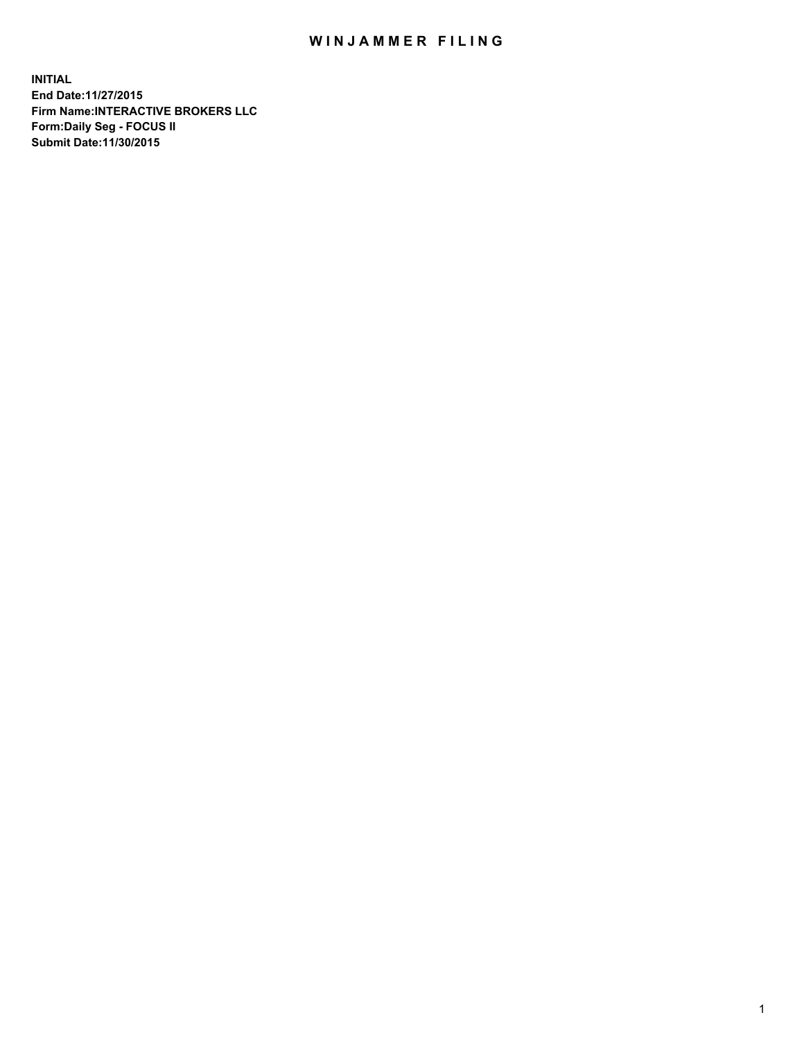# WINJAMMER FILING

**INITIAL**
**End Date:11/27/2015**
**Firm Name:INTERACTIVE BROKERS LLC**
**Form:Daily Seg - FOCUS II**
**Submit Date:11/30/2015**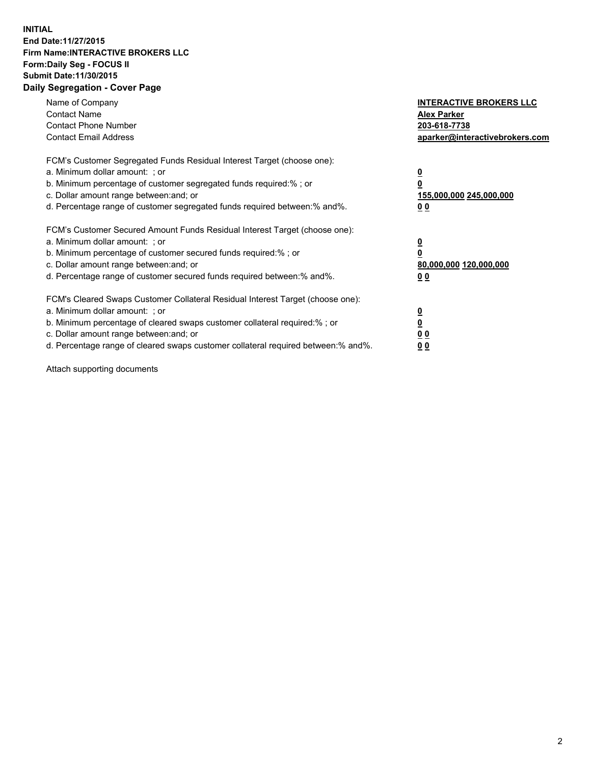**INITIAL**
**End Date:11/27/2015**
**Firm Name:INTERACTIVE BROKERS LLC**
**Form:Daily Seg - FOCUS II**
**Submit Date:11/30/2015**

## Daily Segregation - Cover Page

| | |
|---|---|
| Name of Company | **INTERACTIVE BROKERS LLC** |
| Contact Name | **Alex Parker** |
| Contact Phone Number | **203-618-7738** |
| Contact Email Address | **aparker@interactivebrokers.com** |

| | |
|---|---|
| FCM's Customer Segregated Funds Residual Interest Target (choose one): | |
| a. Minimum dollar amount: ; or | **0** |
| b. Minimum percentage of customer segregated funds required:% ; or | **0** |
| c. Dollar amount range between:and; or | **155,000,000 245,000,000** |
| d. Percentage range of customer segregated funds required between:% and%. | **0 0** |
| FCM's Customer Secured Amount Funds Residual Interest Target (choose one): | |
| a. Minimum dollar amount: ; or | **0** |
| b. Minimum percentage of customer secured funds required:% ; or | **0** |
| c. Dollar amount range between:and; or | **80,000,000 120,000,000** |
| d. Percentage range of customer secured funds required between:% and%. | **0 0** |
| FCM's Cleared Swaps Customer Collateral Residual Interest Target (choose one): | |
| a. Minimum dollar amount: ; or | **0** |
| b. Minimum percentage of cleared swaps customer collateral required:% ; or | **0** |
| c. Dollar amount range between:and; or | **0 0** |
| d. Percentage range of cleared swaps customer collateral required between:% and%. | **0 0** |

Attach supporting documents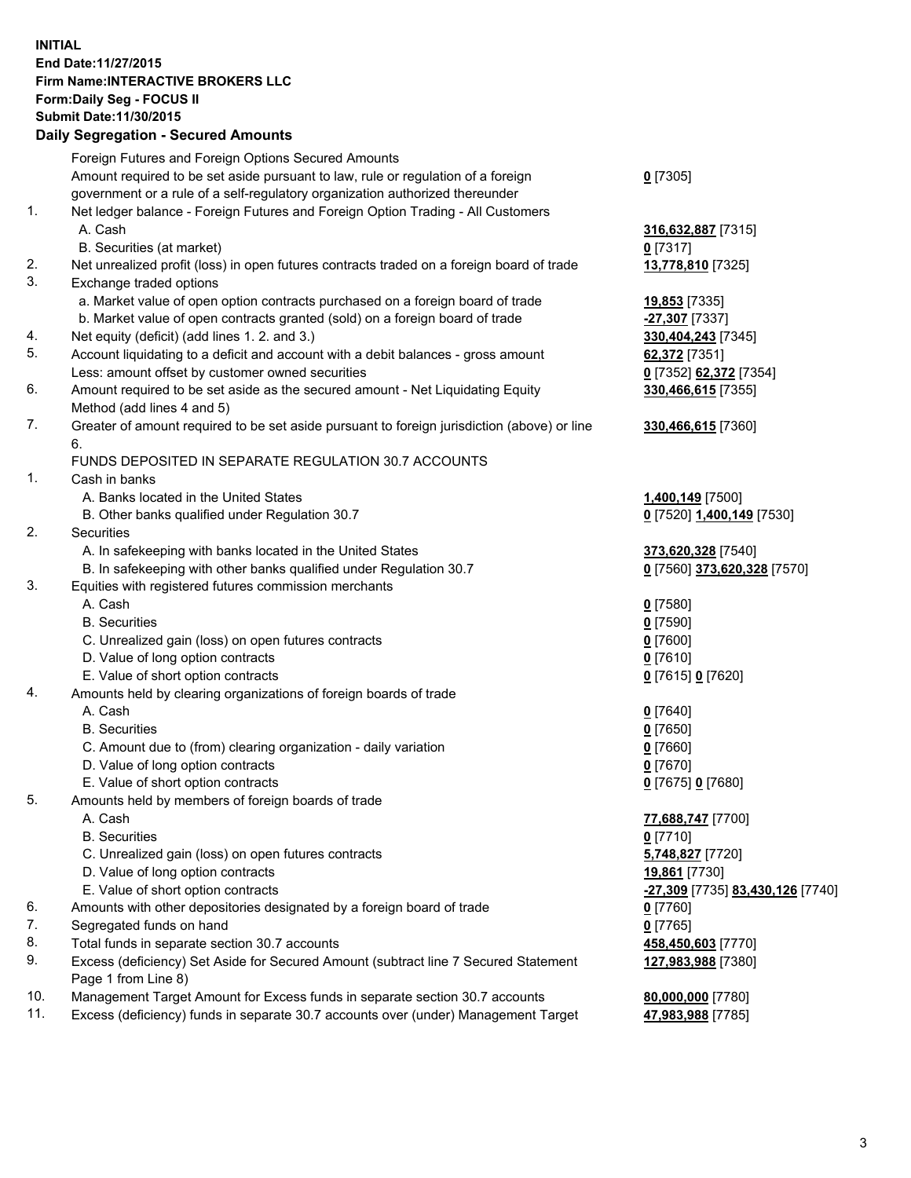**INITIAL**
**End Date:11/27/2015**
**Firm Name:INTERACTIVE BROKERS LLC**
**Form:Daily Seg - FOCUS II**
**Submit Date:11/30/2015**

### Daily Segregation - Secured Amounts

| | | |
|---|---|---|
| | Foreign Futures and Foreign Options Secured Amounts | |
| | Amount required to be set aside pursuant to law, rule or regulation of a foreign government or a rule of a self-regulatory organization authorized thereunder | **0** [7305] |
| 1. | Net ledger balance - Foreign Futures and Foreign Option Trading - All Customers | |
| | A. Cash | **316,632,887** [7315] |
| | B. Securities (at market) | **0** [7317] |
| 2. | Net unrealized profit (loss) in open futures contracts traded on a foreign board of trade | **13,778,810** [7325] |
| 3. | Exchange traded options | |
| | a. Market value of open option contracts purchased on a foreign board of trade | **19,853** [7335] |
| | b. Market value of open contracts granted (sold) on a foreign board of trade | **-27,307** [7337] |
| 4. | Net equity (deficit) (add lines 1. 2. and 3.) | **330,404,243** [7345] |
| 5. | Account liquidating to a deficit and account with a debit balances - gross amount | **62,372** [7351] |
| | Less: amount offset by customer owned securities | **0** [7352] **62,372** [7354] |
| 6. | Amount required to be set aside as the secured amount - Net Liquidating Equity Method (add lines 4 and 5) | **330,466,615** [7355] |
| 7. | Greater of amount required to be set aside pursuant to foreign jurisdiction (above) or line 6. | **330,466,615** [7360] |
| | FUNDS DEPOSITED IN SEPARATE REGULATION 30.7 ACCOUNTS | |
| 1. | Cash in banks | |
| | A. Banks located in the United States | **1,400,149** [7500] |
| | B. Other banks qualified under Regulation 30.7 | **0** [7520] **1,400,149** [7530] |
| 2. | Securities | |
| | A. In safekeeping with banks located in the United States | **373,620,328** [7540] |
| | B. In safekeeping with other banks qualified under Regulation 30.7 | **0** [7560] **373,620,328** [7570] |
| 3. | Equities with registered futures commission merchants | |
| | A. Cash | **0** [7580] |
| | B. Securities | **0** [7590] |
| | C. Unrealized gain (loss) on open futures contracts | **0** [7600] |
| | D. Value of long option contracts | **0** [7610] |
| | E. Value of short option contracts | **0** [7615] **0** [7620] |
| 4. | Amounts held by clearing organizations of foreign boards of trade | |
| | A. Cash | **0** [7640] |
| | B. Securities | **0** [7650] |
| | C. Amount due to (from) clearing organization - daily variation | **0** [7660] |
| | D. Value of long option contracts | **0** [7670] |
| | E. Value of short option contracts | **0** [7675] **0** [7680] |
| 5. | Amounts held by members of foreign boards of trade | |
| | A. Cash | **77,688,747** [7700] |
| | B. Securities | **0** [7710] |
| | C. Unrealized gain (loss) on open futures contracts | **5,748,827** [7720] |
| | D. Value of long option contracts | **19,861** [7730] |
| | E. Value of short option contracts | **-27,309** [7735] **83,430,126** [7740] |
| 6. | Amounts with other depositories designated by a foreign board of trade | **0** [7760] |
| 7. | Segregated funds on hand | **0** [7765] |
| 8. | Total funds in separate section 30.7 accounts | **458,450,603** [7770] |
| 9. | Excess (deficiency) Set Aside for Secured Amount (subtract line 7 Secured Statement Page 1 from Line 8) | **127,983,988** [7380] |
| 10. | Management Target Amount for Excess funds in separate section 30.7 accounts | **80,000,000** [7780] |
| 11. | Excess (deficiency) funds in separate 30.7 accounts over (under) Management Target | **47,983,988** [7785] |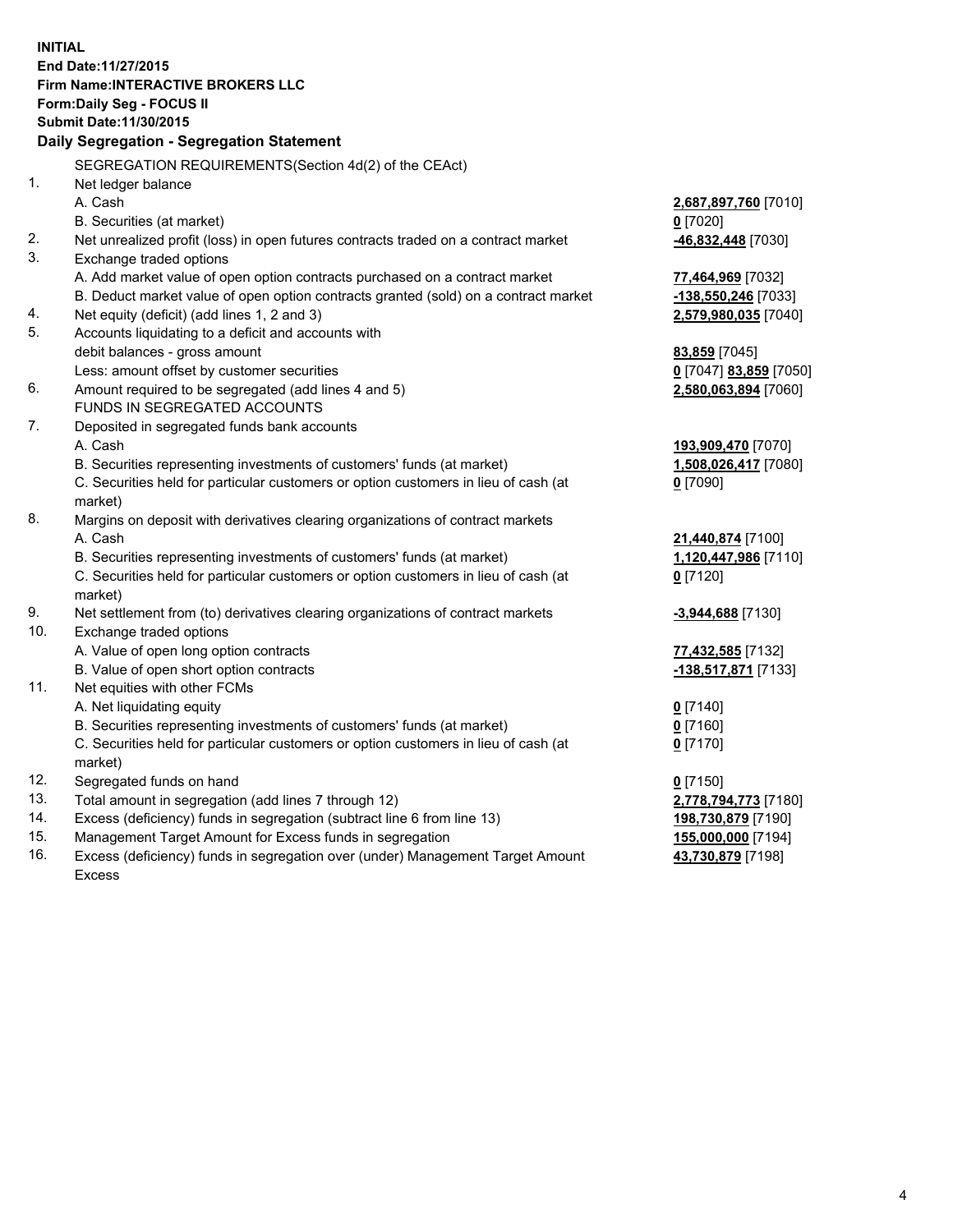**INITIAL**
**End Date:11/27/2015**
**Firm Name:INTERACTIVE BROKERS LLC**
**Form:Daily Seg - FOCUS II**
**Submit Date:11/30/2015**

### Daily Segregation - Segregation Statement

| | | |
|---|---|---|
| | SEGREGATION REQUIREMENTS(Section 4d(2) of the CEAct) | |
| 1. | Net ledger balance | |
| | A. Cash | **2,687,897,760** [7010] |
| | B. Securities (at market) | **0** [7020] |
| 2. | Net unrealized profit (loss) in open futures contracts traded on a contract market | **-46,832,448** [7030] |
| 3. | Exchange traded options | |
| | A. Add market value of open option contracts purchased on a contract market | **77,464,969** [7032] |
| | B. Deduct market value of open option contracts granted (sold) on a contract market | **-138,550,246** [7033] |
| 4. | Net equity (deficit) (add lines 1, 2 and 3) | **2,579,980,035** [7040] |
| 5. | Accounts liquidating to a deficit and accounts with debit balances - gross amount | **83,859** [7045] |
| | Less: amount offset by customer securities | **0** [7047] **83,859** [7050] |
| 6. | Amount required to be segregated (add lines 4 and 5) | **2,580,063,894** [7060] |
| | FUNDS IN SEGREGATED ACCOUNTS | |
| 7. | Deposited in segregated funds bank accounts | |
| | A. Cash | **193,909,470** [7070] |
| | B. Securities representing investments of customers' funds (at market) | **1,508,026,417** [7080] |
| | C. Securities held for particular customers or option customers in lieu of cash (at market) | **0** [7090] |
| 8. | Margins on deposit with derivatives clearing organizations of contract markets | |
| | A. Cash | **21,440,874** [7100] |
| | B. Securities representing investments of customers' funds (at market) | **1,120,447,986** [7110] |
| | C. Securities held for particular customers or option customers in lieu of cash (at market) | **0** [7120] |
| 9. | Net settlement from (to) derivatives clearing organizations of contract markets | **-3,944,688** [7130] |
| 10. | Exchange traded options | |
| | A. Value of open long option contracts | **77,432,585** [7132] |
| | B. Value of open short option contracts | **-138,517,871** [7133] |
| 11. | Net equities with other FCMs | |
| | A. Net liquidating equity | **0** [7140] |
| | B. Securities representing investments of customers' funds (at market) | **0** [7160] |
| | C. Securities held for particular customers or option customers in lieu of cash (at market) | **0** [7170] |
| 12. | Segregated funds on hand | **0** [7150] |
| 13. | Total amount in segregation (add lines 7 through 12) | **2,778,794,773** [7180] |
| 14. | Excess (deficiency) funds in segregation (subtract line 6 from line 13) | **198,730,879** [7190] |
| 15. | Management Target Amount for Excess funds in segregation | **155,000,000** [7194] |
| 16. | Excess (deficiency) funds in segregation over (under) Management Target Amount Excess | **43,730,879** [7198] |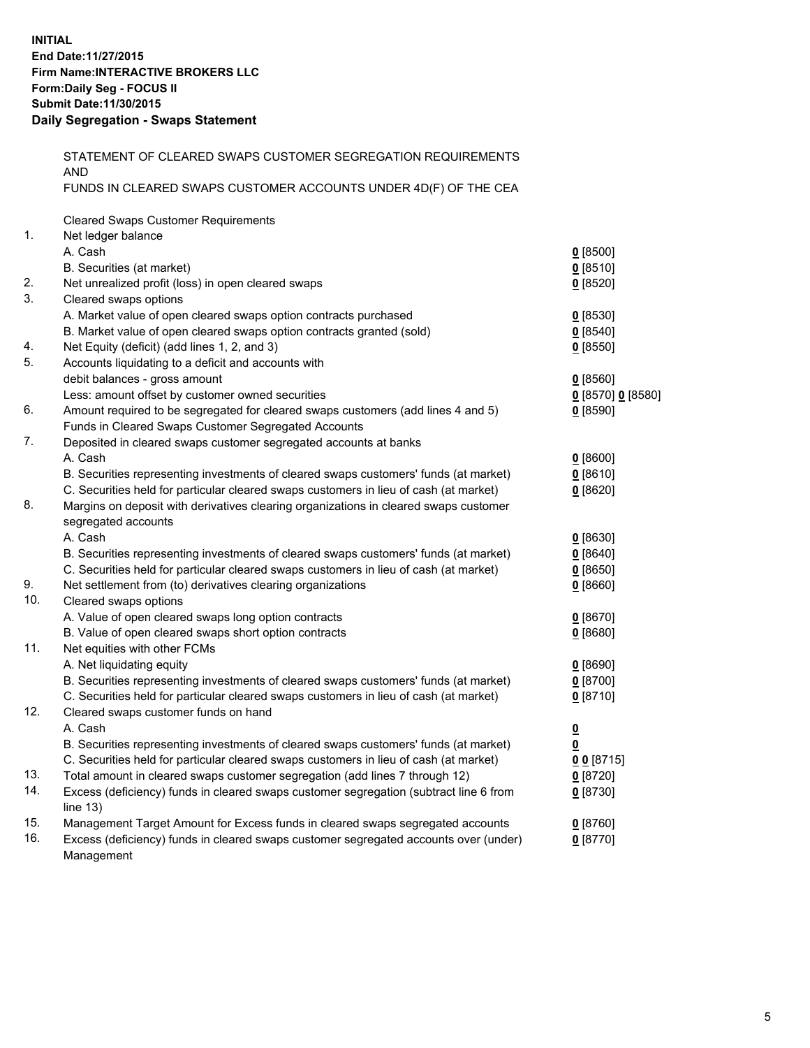**INITIAL**
**End Date:11/27/2015**
**Firm Name:INTERACTIVE BROKERS LLC**
**Form:Daily Seg - FOCUS II**
**Submit Date:11/30/2015**
**Daily Segregation - Swaps Statement**

STATEMENT OF CLEARED SWAPS CUSTOMER SEGREGATION REQUIREMENTS AND FUNDS IN CLEARED SWAPS CUSTOMER ACCOUNTS UNDER 4D(F) OF THE CEA

| | | |
|---|---|---|
| | Cleared Swaps Customer Requirements | |
| 1. | Net ledger balance | |
| | A. Cash | 0 [8500] |
| | B. Securities (at market) | 0 [8510] |
| 2. | Net unrealized profit (loss) in open cleared swaps | 0 [8520] |
| 3. | Cleared swaps options | |
| | A. Market value of open cleared swaps option contracts purchased | 0 [8530] |
| | B. Market value of open cleared swaps option contracts granted (sold) | 0 [8540] |
| 4. | Net Equity (deficit) (add lines 1, 2, and 3) | 0 [8550] |
| 5. | Accounts liquidating to a deficit and accounts with debit balances - gross amount | 0 [8560] |
| | Less: amount offset by customer owned securities | 0 [8570] 0 [8580] |
| 6. | Amount required to be segregated for cleared swaps customers (add lines 4 and 5) | 0 [8590] |
| | Funds in Cleared Swaps Customer Segregated Accounts | |
| 7. | Deposited in cleared swaps customer segregated accounts at banks | |
| | A. Cash | 0 [8600] |
| | B. Securities representing investments of cleared swaps customers' funds (at market) | 0 [8610] |
| | C. Securities held for particular cleared swaps customers in lieu of cash (at market) | 0 [8620] |
| 8. | Margins on deposit with derivatives clearing organizations in cleared swaps customer segregated accounts | |
| | A. Cash | 0 [8630] |
| | B. Securities representing investments of cleared swaps customers' funds (at market) | 0 [8640] |
| | C. Securities held for particular cleared swaps customers in lieu of cash (at market) | 0 [8650] |
| 9. | Net settlement from (to) derivatives clearing organizations | 0 [8660] |
| 10. | Cleared swaps options | |
| | A. Value of open cleared swaps long option contracts | 0 [8670] |
| | B. Value of open cleared swaps short option contracts | 0 [8680] |
| 11. | Net equities with other FCMs | |
| | A. Net liquidating equity | 0 [8690] |
| | B. Securities representing investments of cleared swaps customers' funds (at market) | 0 [8700] |
| | C. Securities held for particular cleared swaps customers in lieu of cash (at market) | 0 [8710] |
| 12. | Cleared swaps customer funds on hand | |
| | A. Cash | 0 |
| | B. Securities representing investments of cleared swaps customers' funds (at market) | 0 |
| | C. Securities held for particular cleared swaps customers in lieu of cash (at market) | 0 0 [8715] |
| 13. | Total amount in cleared swaps customer segregation (add lines 7 through 12) | 0 [8720] |
| 14. | Excess (deficiency) funds in cleared swaps customer segregation (subtract line 6 from line 13) | 0 [8730] |
| 15. | Management Target Amount for Excess funds in cleared swaps segregated accounts | 0 [8760] |
| 16. | Excess (deficiency) funds in cleared swaps customer segregated accounts over (under) Management | 0 [8770] |